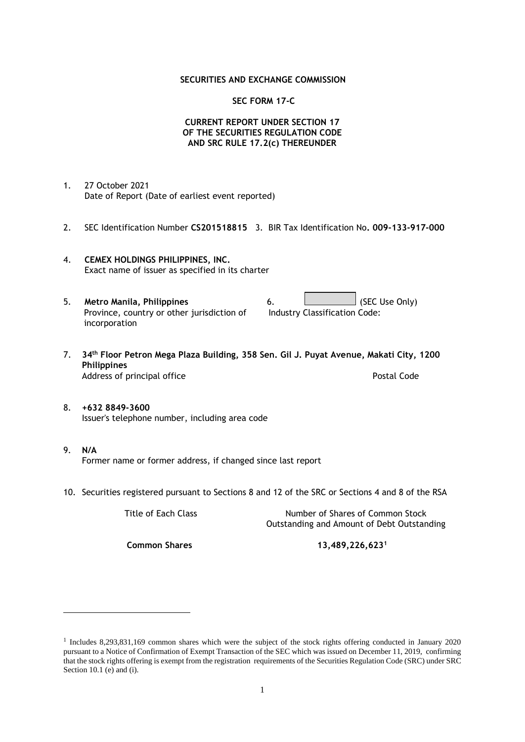**SECURITIES AND EXCHANGE COMMISSION**

**SEC FORM 17-C**

**CURRENT REPORT UNDER SECTION 17**
**OF THE SECURITIES REGULATION CODE**
**AND SRC RULE 17.2(c) THEREUNDER**

1. 27 October 2021
   Date of Report (Date of earliest event reported)

2. SEC Identification Number **CS201518815** 3. BIR Tax Identification No**. 009-133-917-000**

4. **CEMEX HOLDINGS PHILIPPINES, INC.**
   Exact name of issuer as specified in its charter

5. **Metro Manila, Philippines**
   Province, country or other jurisdiction of incorporation

6. (SEC Use Only)
   Industry Classification Code:

7. **34th Floor Petron Mega Plaza Building, 358 Sen. Gil J. Puyat Avenue, Makati City, 1200 Philippines**
   Address of principal office | Postal Code

8. **+632 8849-3600**
   Issuer's telephone number, including area code

9. **N/A**
   Former name or former address, if changed since last report

10. Securities registered pursuant to Sections 8 and 12 of the SRC or Sections 4 and 8 of the RSA

| Title of Each Class | Number of Shares of Common Stock Outstanding and Amount of Debt Outstanding |
|---|---|
| **Common Shares** | **13,489,226,623**[1] |

[1] Includes 8,293,831,169 common shares which were the subject of the stock rights offering conducted in January 2020 pursuant to a Notice of Confirmation of Exempt Transaction of the SEC which was issued on December 11, 2019, confirming that the stock rights offering is exempt from the registration requirements of the Securities Regulation Code (SRC) under SRC Section 10.1 (e) and (i).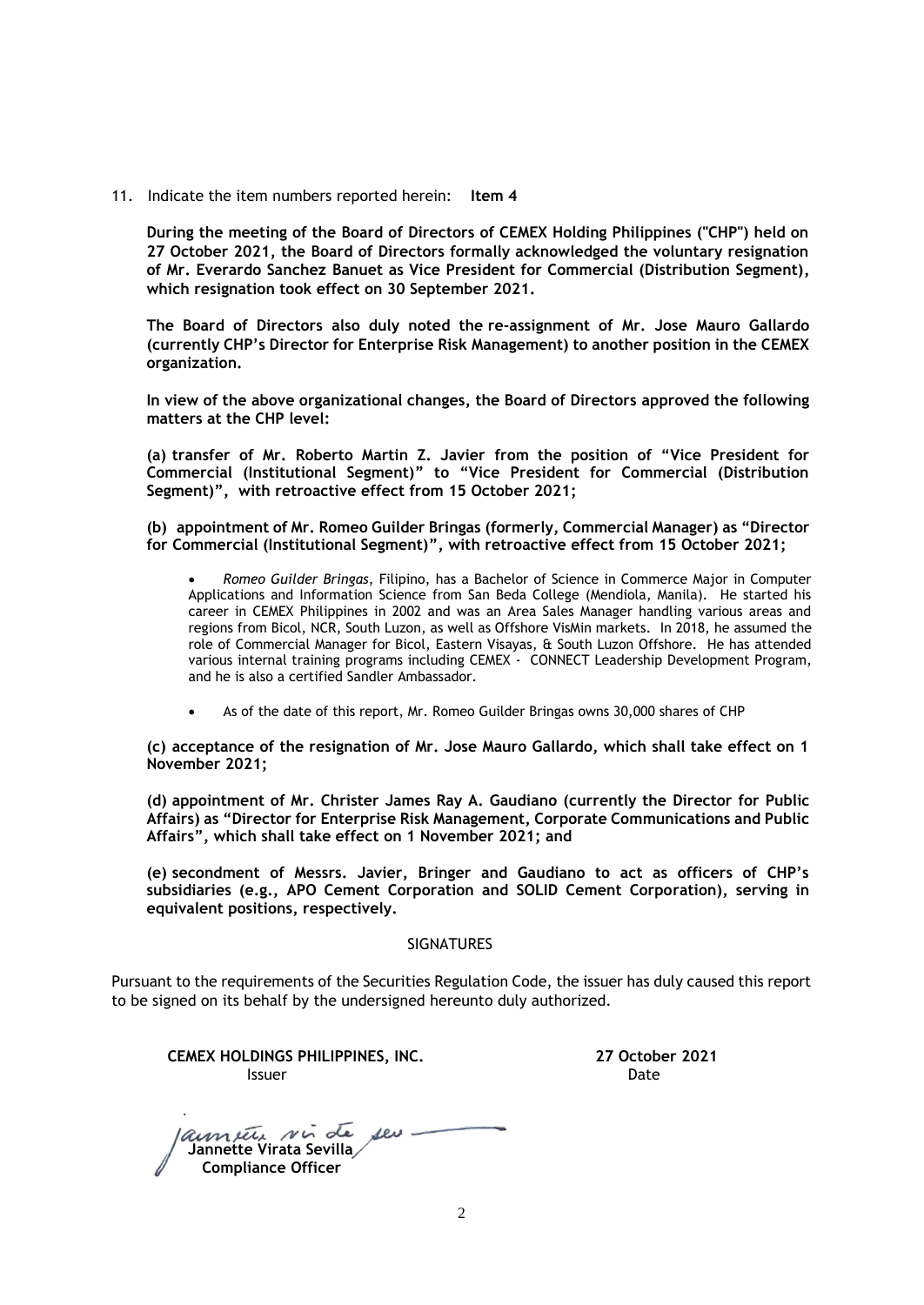11. Indicate the item numbers reported herein: **Item 4**

**During the meeting of the Board of Directors of CEMEX Holding Philippines ("CHP") held on 27 October 2021, the Board of Directors formally acknowledged the voluntary resignation of Mr. Everardo Sanchez Banuet as Vice President for Commercial (Distribution Segment), which resignation took effect on 30 September 2021.**

**The Board of Directors also duly noted the re-assignment of Mr. Jose Mauro Gallardo (currently CHP's Director for Enterprise Risk Management) to another position in the CEMEX organization.**

**In view of the above organizational changes, the Board of Directors approved the following matters at the CHP level:**

**(a) transfer of Mr. Roberto Martin Z. Javier from the position of "Vice President for Commercial (Institutional Segment)" to "Vice President for Commercial (Distribution Segment)", with retroactive effect from 15 October 2021;**

**(b) appointment of Mr. Romeo Guilder Bringas (formerly, Commercial Manager) as "Director for Commercial (Institutional Segment)", with retroactive effect from 15 October 2021;**

- *Romeo Guilder Bringas*, Filipino, has a Bachelor of Science in Commerce Major in Computer Applications and Information Science from San Beda College (Mendiola, Manila). He started his career in CEMEX Philippines in 2002 and was an Area Sales Manager handling various areas and regions from Bicol, NCR, South Luzon, as well as Offshore VisMin markets. In 2018, he assumed the role of Commercial Manager for Bicol, Eastern Visayas, & South Luzon Offshore. He has attended various internal training programs including CEMEX - CONNECT Leadership Development Program, and he is also a certified Sandler Ambassador.

- As of the date of this report, Mr. Romeo Guilder Bringas owns 30,000 shares of CHP

**(c) acceptance of the resignation of Mr. Jose Mauro Gallardo, which shall take effect on 1 November 2021;**

**(d) appointment of Mr. Christer James Ray A. Gaudiano (currently the Director for Public Affairs) as "Director for Enterprise Risk Management, Corporate Communications and Public Affairs", which shall take effect on 1 November 2021; and**

**(e) secondment of Messrs. Javier, Bringer and Gaudiano to act as officers of CHP's subsidiaries (e.g., APO Cement Corporation and SOLID Cement Corporation), serving in equivalent positions, respectively.**

SIGNATURES

Pursuant to the requirements of the Securities Regulation Code, the issuer has duly caused this report to be signed on its behalf by the undersigned hereunto duly authorized.

**CEMEX HOLDINGS PHILIPPINES, INC.** — Issuer

**27 October 2021** — Date

**Jannette Virata Sevilla**
**Compliance Officer**